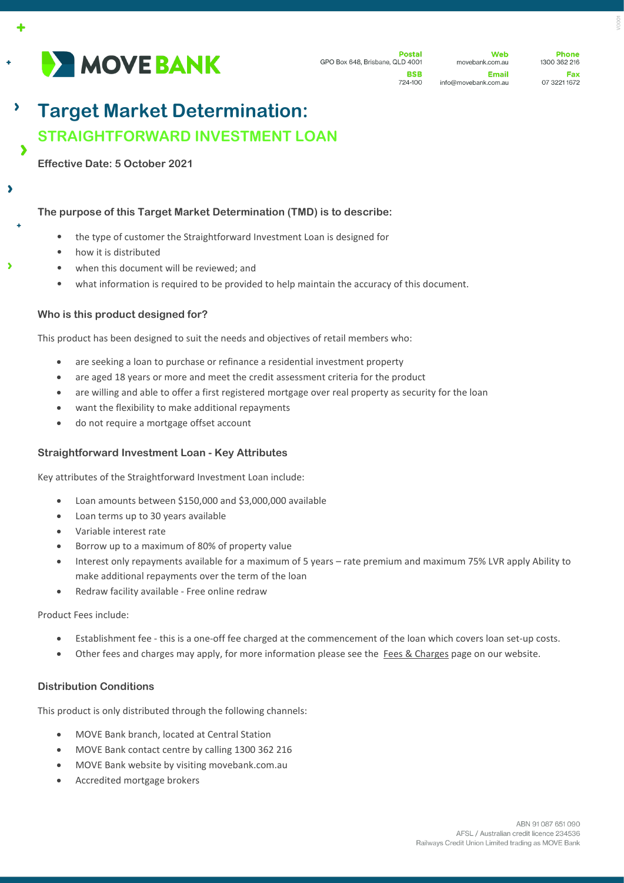MOVE BANK

**Postal**
GPO Box 648, Brisbane, QLD 4001

**BSB**
724-100

**Web**
movebank.com.au

**Email**
info@movebank.com.au

**Phone**
1300 362 216

**Fax**
07 3221 1672

# Target Market Determination:

## STRAIGHTFORWARD INVESTMENT LOAN

**Effective Date: 5 October 2021**

### The purpose of this Target Market Determination (TMD) is to describe:

- the type of customer the Straightforward Investment Loan is designed for
- how it is distributed
- when this document will be reviewed; and
- what information is required to be provided to help maintain the accuracy of this document.

### Who is this product designed for?

This product has been designed to suit the needs and objectives of retail members who:

- are seeking a loan to purchase or refinance a residential investment property
- are aged 18 years or more and meet the credit assessment criteria for the product
- are willing and able to offer a first registered mortgage over real property as security for the loan
- want the flexibility to make additional repayments
- do not require a mortgage offset account

### Straightforward Investment Loan - Key Attributes

Key attributes of the Straightforward Investment Loan include:

- Loan amounts between $150,000 and $3,000,000 available
- Loan terms up to 30 years available
- Variable interest rate
- Borrow up to a maximum of 80% of property value
- Interest only repayments available for a maximum of 5 years – rate premium and maximum 75% LVR apply Ability to make additional repayments over the term of the loan
- Redraw facility available - Free online redraw

Product Fees include:

- Establishment fee - this is a one-off fee charged at the commencement of the loan which covers loan set-up costs.
- Other fees and charges may apply, for more information please see the Fees & Charges page on our website.

### Distribution Conditions

This product is only distributed through the following channels:

- MOVE Bank branch, located at Central Station
- MOVE Bank contact centre by calling 1300 362 216
- MOVE Bank website by visiting movebank.com.au
- Accredited mortgage brokers

ABN 91 087 651 090
AFSL / Australian credit licence 234536
Railways Credit Union Limited trading as MOVE Bank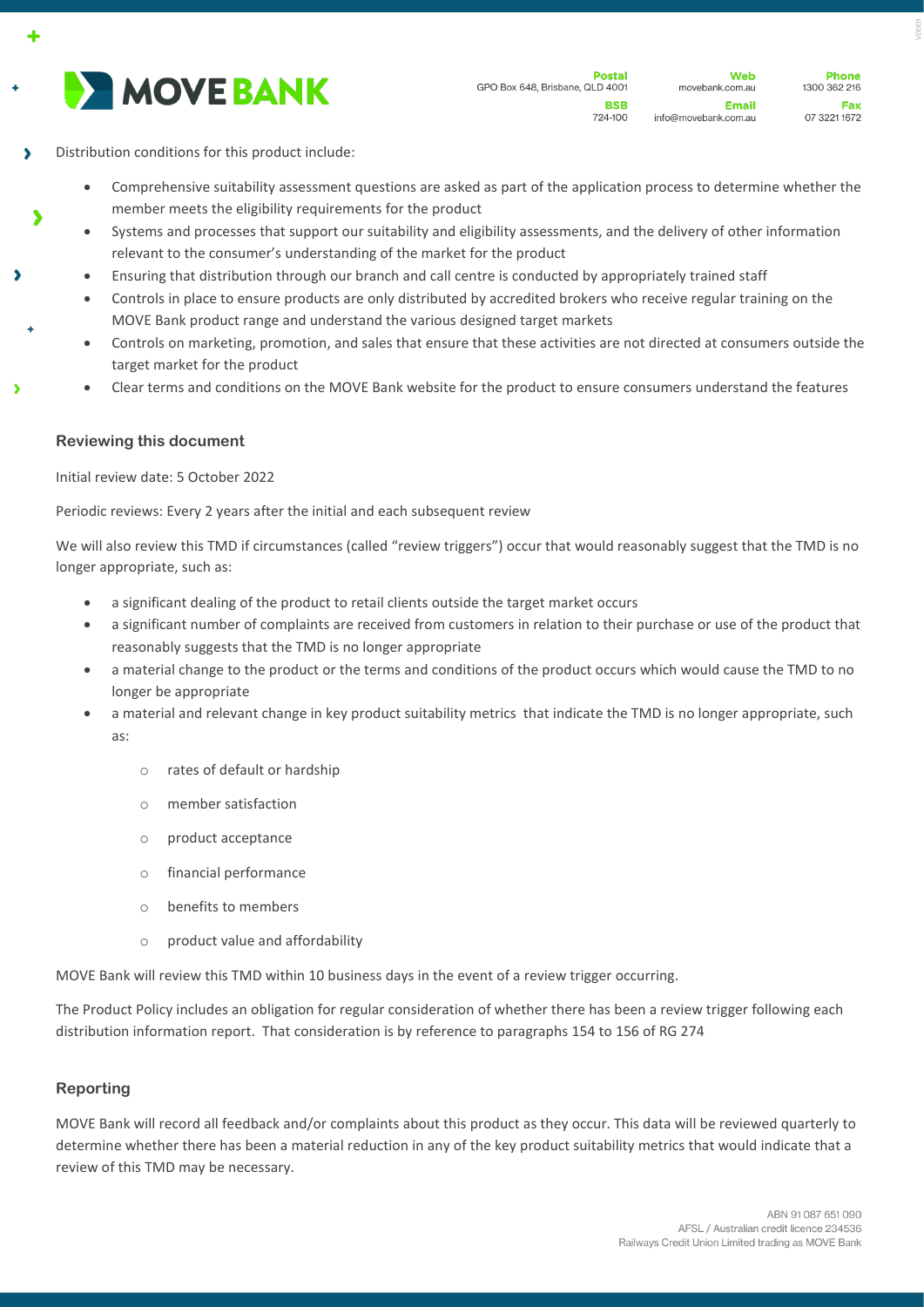- Distribution conditions for this product include:
  - Comprehensive suitability assessment questions are asked as part of the application process to determine whether the member meets the eligibility requirements for the product
  - Systems and processes that support our suitability and eligibility assessments, and the delivery of other information relevant to the consumer's understanding of the market for the product
  - Ensuring that distribution through our branch and call centre is conducted by appropriately trained staff
  - Controls in place to ensure products are only distributed by accredited brokers who receive regular training on the MOVE Bank product range and understand the various designed target markets
  - Controls on marketing, promotion, and sales that ensure that these activities are not directed at consumers outside the target market for the product
  - Clear terms and conditions on the MOVE Bank website for the product to ensure consumers understand the features

### Reviewing this document

Initial review date: 5 October 2022

Periodic reviews: Every 2 years after the initial and each subsequent review

We will also review this TMD if circumstances (called "review triggers") occur that would reasonably suggest that the TMD is no longer appropriate, such as:

- a significant dealing of the product to retail clients outside the target market occurs
- a significant number of complaints are received from customers in relation to their purchase or use of the product that reasonably suggests that the TMD is no longer appropriate
- a material change to the product or the terms and conditions of the product occurs which would cause the TMD to no longer be appropriate
- a material and relevant change in key product suitability metrics that indicate the TMD is no longer appropriate, such as:
  - rates of default or hardship
  - member satisfaction
  - product acceptance
  - financial performance
  - benefits to members
  - product value and affordability

MOVE Bank will review this TMD within 10 business days in the event of a review trigger occurring.

The Product Policy includes an obligation for regular consideration of whether there has been a review trigger following each distribution information report. That consideration is by reference to paragraphs 154 to 156 of RG 274

### Reporting

MOVE Bank will record all feedback and/or complaints about this product as they occur. This data will be reviewed quarterly to determine whether there has been a material reduction in any of the key product suitability metrics that would indicate that a review of this TMD may be necessary.